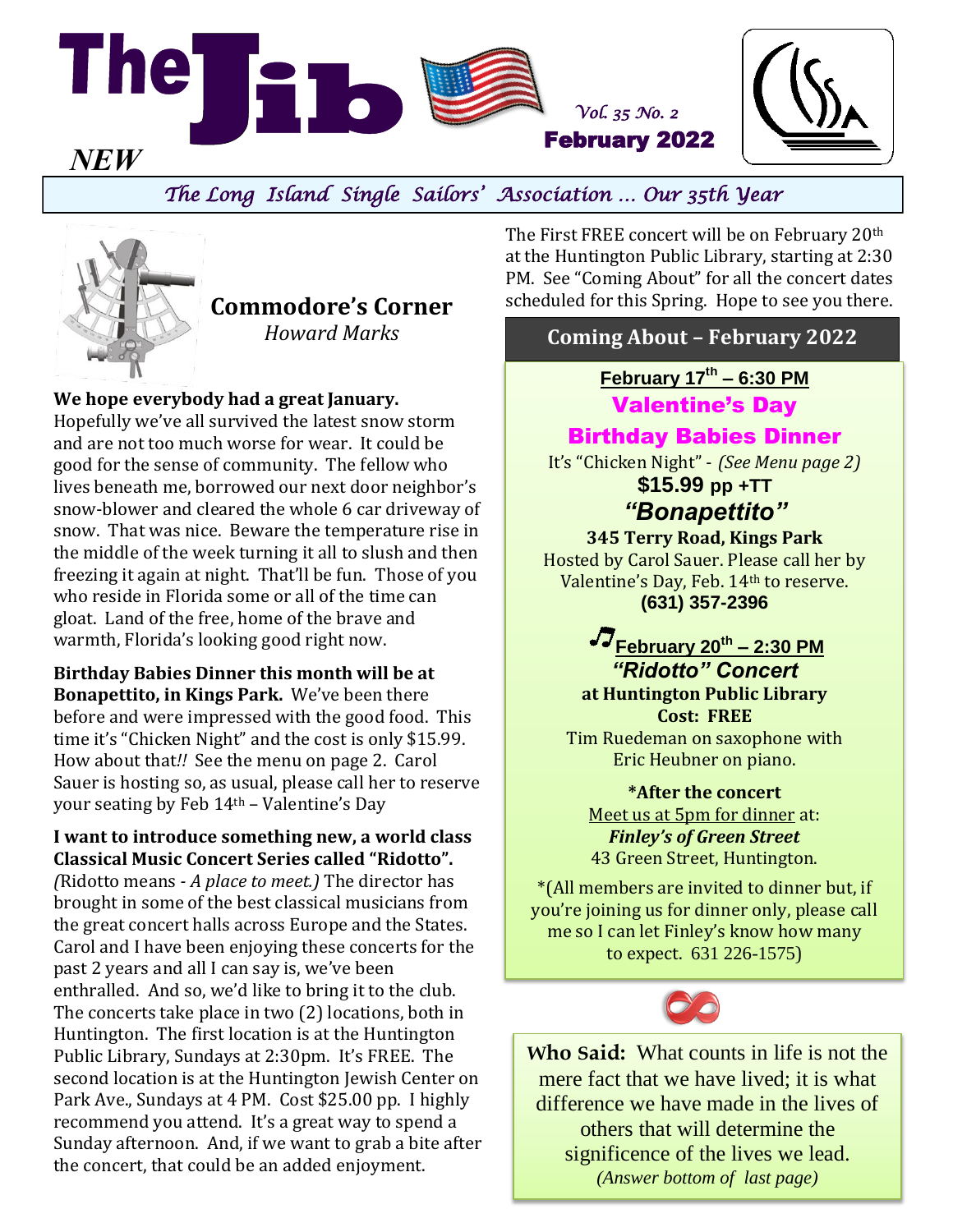# The Jib NEW

*Vol. 35 No. 2*
**February 2022**

*The Long Island Single Sailors' Association … Our 35th Year*

## Commodore's Corner
*Howard Marks*

**We hope everybody had a great January.** Hopefully we've all survived the latest snow storm and are not too much worse for wear. It could be good for the sense of community. The fellow who lives beneath me, borrowed our next door neighbor's snow-blower and cleared the whole 6 car driveway of snow. That was nice. Beware the temperature rise in the middle of the week turning it all to slush and then freezing it again at night. That'll be fun. Those of you who reside in Florida some or all of the time can gloat. Land of the free, home of the brave and warmth, Florida's looking good right now.

**Birthday Babies Dinner this month will be at Bonapettito, in Kings Park.** We've been there before and were impressed with the good food. This time it's "Chicken Night" and the cost is only $15.99. How about that*!!* See the menu on page 2. Carol Sauer is hosting so, as usual, please call her to reserve your seating by Feb 14th – Valentine's Day

**I want to introduce something new, a world class Classical Music Concert Series called "Ridotto".** *(*Ridotto means - *A place to meet.)* The director has brought in some of the best classical musicians from the great concert halls across Europe and the States. Carol and I have been enjoying these concerts for the past 2 years and all I can say is, we've been enthralled. And so, we'd like to bring it to the club. The concerts take place in two (2) locations, both in Huntington. The first location is at the Huntington Public Library, Sundays at 2:30pm. It's FREE. The second location is at the Huntington Jewish Center on Park Ave., Sundays at 4 PM. Cost $25.00 pp. I highly recommend you attend. It's a great way to spend a Sunday afternoon. And, if we want to grab a bite after the concert, that could be an added enjoyment.

The First FREE concert will be on February 20th at the Huntington Public Library, starting at 2:30 PM. See "Coming About" for all the concert dates scheduled for this Spring. Hope to see you there.

## Coming About – February 2022

**February 17th – 6:30 PM**

**Valentine's Day**
**Birthday Babies Dinner**

It's "Chicken Night" - *(See Menu page 2)*
**$15.99 pp +TT**
***"Bonapettito"***
**345 Terry Road, Kings Park**
Hosted by Carol Sauer. Please call her by Valentine's Day, Feb. 14th to reserve.
**(631) 357-2396**

**February 20th – 2:30 PM**
***"Ridotto" Concert***
**at Huntington Public Library**
**Cost: FREE**
Tim Ruedeman on saxophone with Eric Heubner on piano.

**\*After the concert**
Meet us at 5pm for dinner at:
***Finley's of Green Street***
43 Green Street, Huntington.

*(All members are invited to dinner but, if you're joining us for dinner only, please call me so I can let Finley's know how many to expect. 631 226-1575)

**Who Said:** What counts in life is not the mere fact that we have lived; it is what difference we have made in the lives of others that will determine the significence of the lives we lead.
*(Answer bottom of last page)*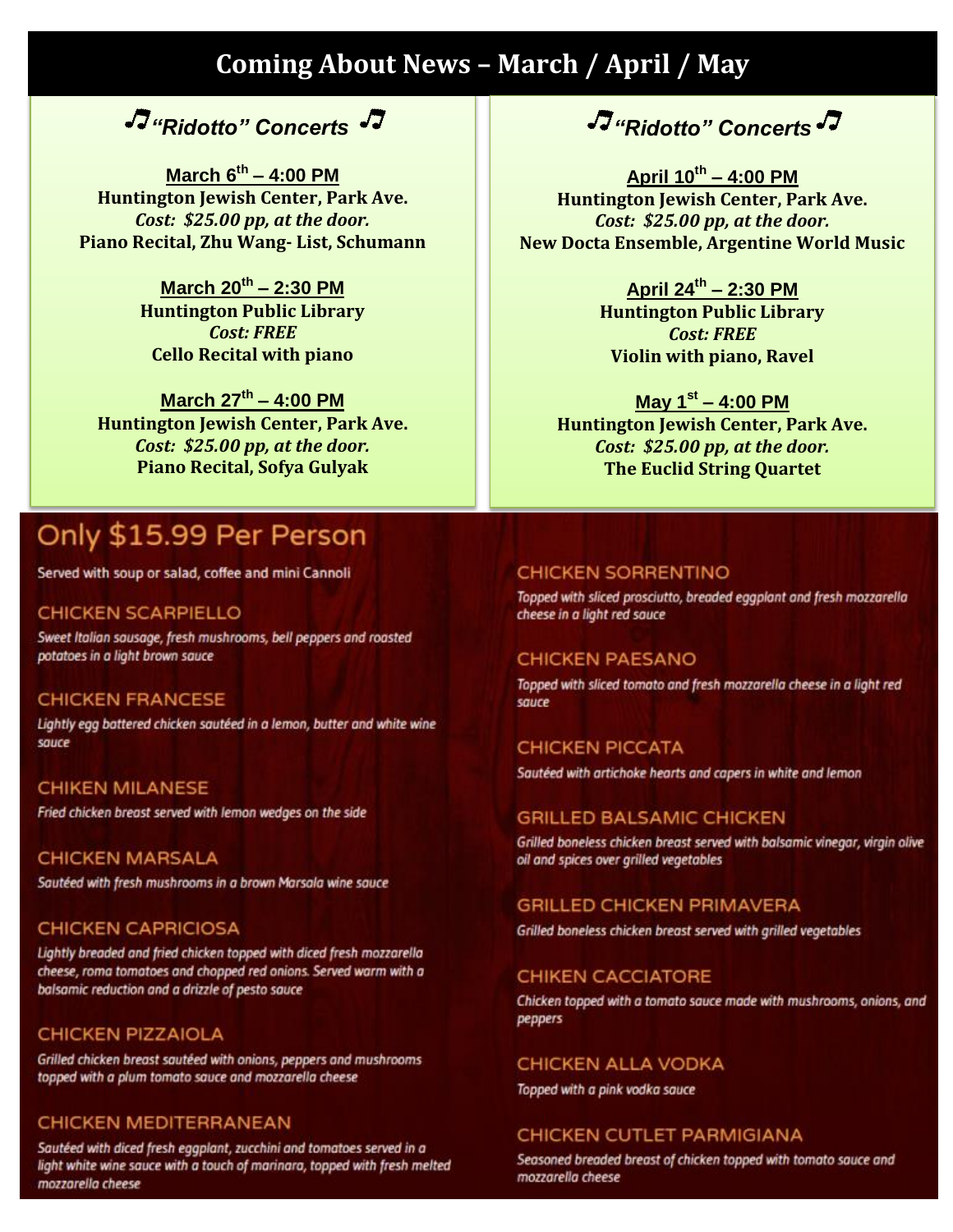# Coming About News – March / April / May

## ♫ *"Ridotto" Concerts* ♫

**March 6th – 4:00 PM**
**Huntington Jewish Center, Park Ave.**
***Cost: $25.00 pp, at the door.***
**Piano Recital, Zhu Wang- List, Schumann**

**March 20th – 2:30 PM**
**Huntington Public Library**
***Cost: FREE***
**Cello Recital with piano**

**March 27th – 4:00 PM**
**Huntington Jewish Center, Park Ave.**
***Cost: $25.00 pp, at the door.***
**Piano Recital, Sofya Gulyak**

## ♫ *"Ridotto" Concerts* ♫

**April 10th – 4:00 PM**
**Huntington Jewish Center, Park Ave.**
***Cost: $25.00 pp, at the door.***
**New Docta Ensemble, Argentine World Music**

**April 24th – 2:30 PM**
**Huntington Public Library**
***Cost: FREE***
**Violin with piano, Ravel**

**May 1st – 4:00 PM**
**Huntington Jewish Center, Park Ave.**
***Cost: $25.00 pp, at the door.***
**The Euclid String Quartet**

## Only $15.99 Per Person

Served with soup or salad, coffee and mini Cannoli

### CHICKEN SCARPIELLO

*Sweet Italian sausage, fresh mushrooms, bell peppers and roasted potatoes in a light brown sauce*

### CHICKEN FRANCESE

*Lightly egg battered chicken sautéed in a lemon, butter and white wine sauce*

### CHIKEN MILANESE

*Fried chicken breast served with lemon wedges on the side*

### CHICKEN MARSALA

*Sautéed with fresh mushrooms in a brown Marsala wine sauce*

### CHICKEN CAPRICIOSA

*Lightly breaded and fried chicken topped with diced fresh mozzarella cheese, roma tomatoes and chopped red onions. Served warm with a balsamic reduction and a drizzle of pesto sauce*

### CHICKEN PIZZAIOLA

*Grilled chicken breast sautéed with onions, peppers and mushrooms topped with a plum tomato sauce and mozzarella cheese*

### CHICKEN MEDITERRANEAN

*Sautéed with diced fresh eggplant, zucchini and tomatoes served in a light white wine sauce with a touch of marinara, topped with fresh melted mozzarella cheese*

### CHICKEN SORRENTINO

*Topped with sliced prosciutto, breaded eggplant and fresh mozzarella cheese in a light red sauce*

### CHICKEN PAESANO

*Topped with sliced tomato and fresh mozzarella cheese in a light red sauce*

### CHICKEN PICCATA

*Sautéed with artichoke hearts and capers in white and lemon*

### GRILLED BALSAMIC CHICKEN

*Grilled boneless chicken breast served with balsamic vinegar, virgin olive oil and spices over grilled vegetables*

### GRILLED CHICKEN PRIMAVERA

*Grilled boneless chicken breast served with grilled vegetables*

### CHIKEN CACCIATORE

*Chicken topped with a tomato sauce made with mushrooms, onions, and peppers*

### CHICKEN ALLA VODKA

*Topped with a pink vodka sauce*

### CHICKEN CUTLET PARMIGIANA

*Seasoned breaded breast of chicken topped with tomato sauce and mozzarella cheese*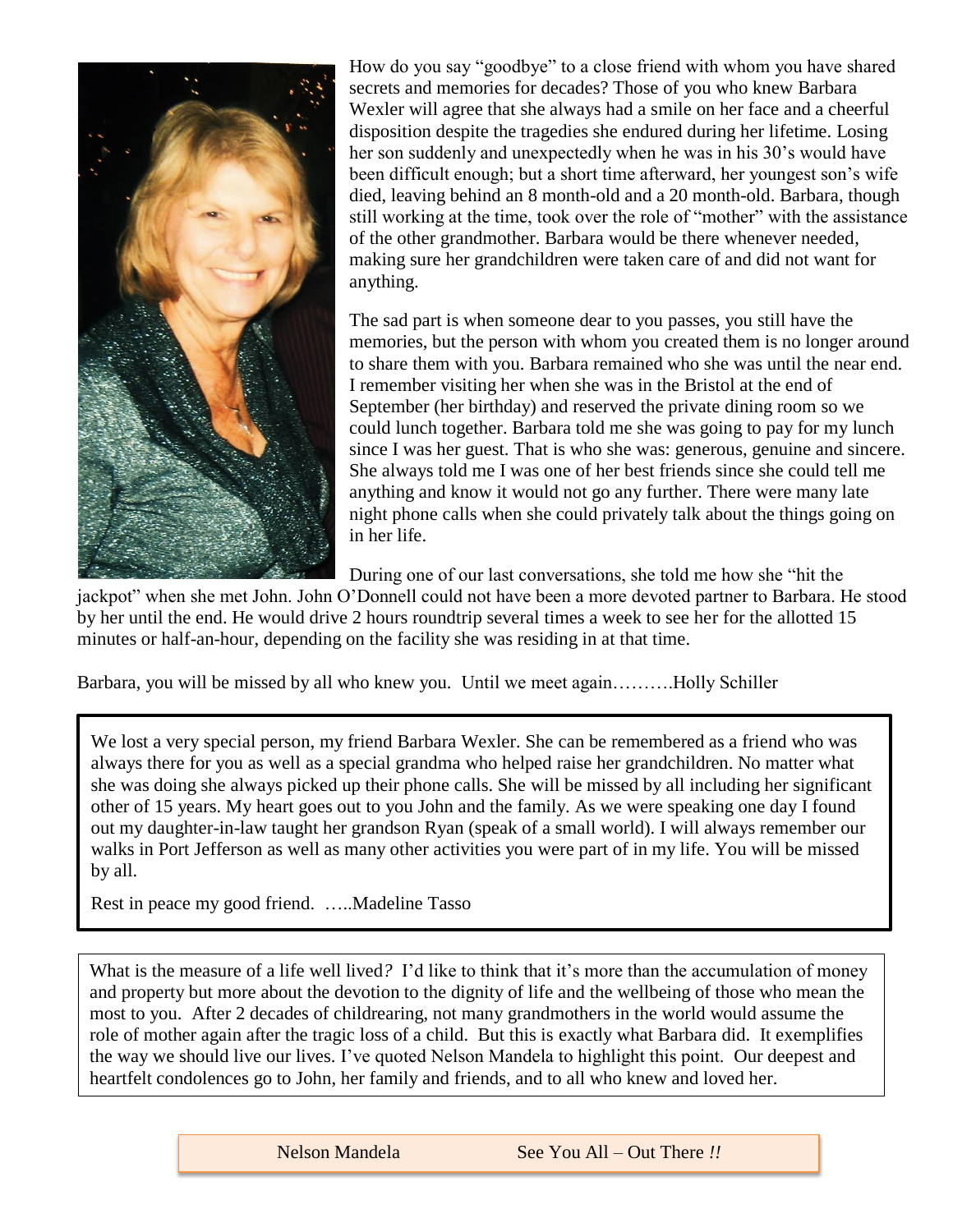How do you say "goodbye" to a close friend with whom you have shared secrets and memories for decades? Those of you who knew Barbara Wexler will agree that she always had a smile on her face and a cheerful disposition despite the tragedies she endured during her lifetime. Losing her son suddenly and unexpectedly when he was in his 30's would have been difficult enough; but a short time afterward, her youngest son's wife died, leaving behind an 8 month-old and a 20 month-old. Barbara, though still working at the time, took over the role of "mother" with the assistance of the other grandmother. Barbara would be there whenever needed, making sure her grandchildren were taken care of and did not want for anything.

The sad part is when someone dear to you passes, you still have the memories, but the person with whom you created them is no longer around to share them with you. Barbara remained who she was until the near end. I remember visiting her when she was in the Bristol at the end of September (her birthday) and reserved the private dining room so we could lunch together. Barbara told me she was going to pay for my lunch since I was her guest. That is who she was: generous, genuine and sincere. She always told me I was one of her best friends since she could tell me anything and know it would not go any further. There were many late night phone calls when she could privately talk about the things going on in her life.

During one of our last conversations, she told me how she "hit the jackpot" when she met John. John O'Donnell could not have been a more devoted partner to Barbara. He stood by her until the end. He would drive 2 hours roundtrip several times a week to see her for the allotted 15 minutes or half-an-hour, depending on the facility she was residing in at that time.

Barbara, you will be missed by all who knew you. Until we meet again……….Holly Schiller

We lost a very special person, my friend Barbara Wexler. She can be remembered as a friend who was always there for you as well as a special grandma who helped raise her grandchildren. No matter what she was doing she always picked up their phone calls. She will be missed by all including her significant other of 15 years. My heart goes out to you John and the family. As we were speaking one day I found out my daughter-in-law taught her grandson Ryan (speak of a small world). I will always remember our walks in Port Jefferson as well as many other activities you were part of in my life. You will be missed by all.

Rest in peace my good friend. …..Madeline Tasso

What is the measure of a life well lived*?* I'd like to think that it's more than the accumulation of money and property but more about the devotion to the dignity of life and the wellbeing of those who mean the most to you. After 2 decades of childrearing, not many grandmothers in the world would assume the role of mother again after the tragic loss of a child. But this is exactly what Barbara did. It exemplifies the way we should live our lives. I've quoted Nelson Mandela to highlight this point. Our deepest and heartfelt condolences go to John, her family and friends, and to all who knew and loved her.

Nelson Mandela See You All – Out There *!!*